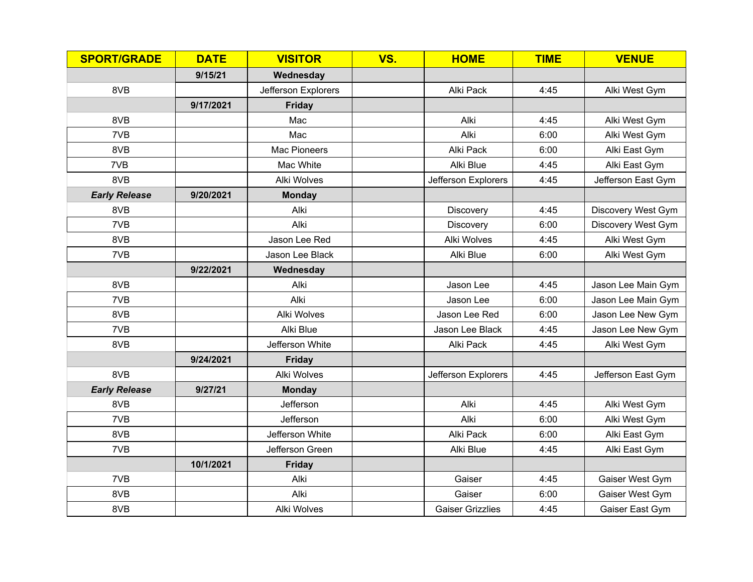| SPORT/GRADE | DATE | VISITOR | VS. | HOME | TIME | VENUE |
|---|---|---|---|---|---|---|
| | **9/15/21** | **Wednesday** | | | | |
| 8VB | | Jefferson Explorers | | Alki Pack | 4:45 | Alki West Gym |
| | **9/17/2021** | **Friday** | | | | |
| 8VB | | Mac | | Alki | 4:45 | Alki West Gym |
| 7VB | | Mac | | Alki | 6:00 | Alki West Gym |
| 8VB | | Mac Pioneers | | Alki Pack | 6:00 | Alki East Gym |
| 7VB | | Mac White | | Alki Blue | 4:45 | Alki East Gym |
| 8VB | | Alki Wolves | | Jefferson Explorers | 4:45 | Jefferson East Gym |
| ***Early Release*** | **9/20/2021** | **Monday** | | | | |
| 8VB | | Alki | | Discovery | 4:45 | Discovery West Gym |
| 7VB | | Alki | | Discovery | 6:00 | Discovery West Gym |
| 8VB | | Jason Lee Red | | Alki Wolves | 4:45 | Alki West Gym |
| 7VB | | Jason Lee Black | | Alki Blue | 6:00 | Alki West Gym |
| | **9/22/2021** | **Wednesday** | | | | |
| 8VB | | Alki | | Jason Lee | 4:45 | Jason Lee Main Gym |
| 7VB | | Alki | | Jason Lee | 6:00 | Jason Lee Main Gym |
| 8VB | | Alki Wolves | | Jason Lee Red | 6:00 | Jason Lee New Gym |
| 7VB | | Alki Blue | | Jason Lee Black | 4:45 | Jason Lee New Gym |
| 8VB | | Jefferson White | | Alki Pack | 4:45 | Alki West Gym |
| | **9/24/2021** | **Friday** | | | | |
| 8VB | | Alki Wolves | | Jefferson Explorers | 4:45 | Jefferson East Gym |
| ***Early Release*** | **9/27/21** | **Monday** | | | | |
| 8VB | | Jefferson | | Alki | 4:45 | Alki West Gym |
| 7VB | | Jefferson | | Alki | 6:00 | Alki West Gym |
| 8VB | | Jefferson White | | Alki Pack | 6:00 | Alki East Gym |
| 7VB | | Jefferson Green | | Alki Blue | 4:45 | Alki East Gym |
| | **10/1/2021** | **Friday** | | | | |
| 7VB | | Alki | | Gaiser | 4:45 | Gaiser West Gym |
| 8VB | | Alki | | Gaiser | 6:00 | Gaiser West Gym |
| 8VB | | Alki Wolves | | Gaiser Grizzlies | 4:45 | Gaiser East Gym |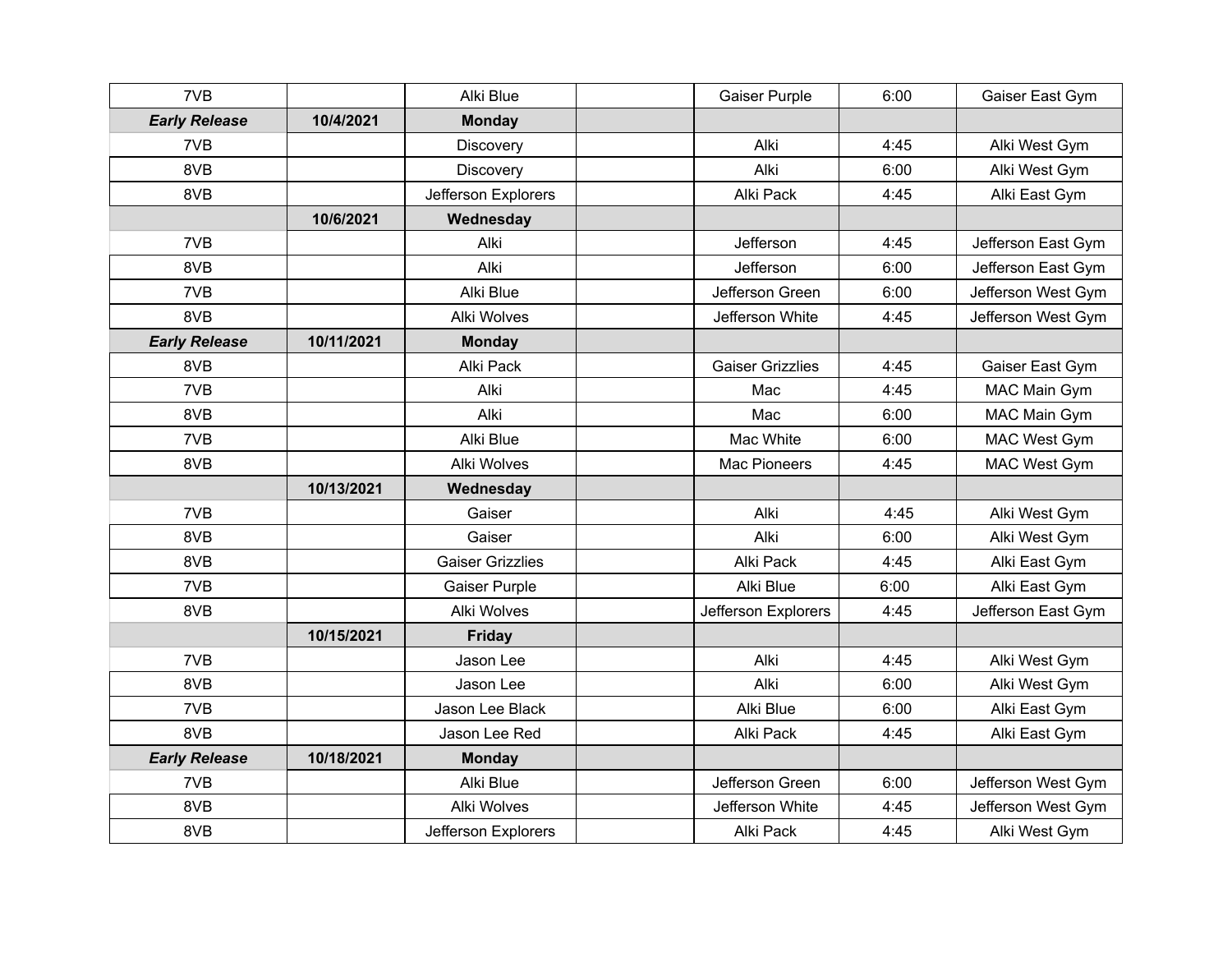| | | | | | | |
|---|---|---|---|---|---|---|
| 7VB | | Alki Blue | | Gaiser Purple | 6:00 | Gaiser East Gym |
| ***Early Release*** | **10/4/2021** | **Monday** | | | | |
| 7VB | | Discovery | | Alki | 4:45 | Alki West Gym |
| 8VB | | Discovery | | Alki | 6:00 | Alki West Gym |
| 8VB | | Jefferson Explorers | | Alki Pack | 4:45 | Alki East Gym |
| | **10/6/2021** | **Wednesday** | | | | |
| 7VB | | Alki | | Jefferson | 4:45 | Jefferson East Gym |
| 8VB | | Alki | | Jefferson | 6:00 | Jefferson East Gym |
| 7VB | | Alki Blue | | Jefferson Green | 6:00 | Jefferson West Gym |
| 8VB | | Alki Wolves | | Jefferson White | 4:45 | Jefferson West Gym |
| ***Early Release*** | **10/11/2021** | **Monday** | | | | |
| 8VB | | Alki Pack | | Gaiser Grizzlies | 4:45 | Gaiser East Gym |
| 7VB | | Alki | | Mac | 4:45 | MAC Main Gym |
| 8VB | | Alki | | Mac | 6:00 | MAC Main Gym |
| 7VB | | Alki Blue | | Mac White | 6:00 | MAC West Gym |
| 8VB | | Alki Wolves | | Mac Pioneers | 4:45 | MAC West Gym |
| | **10/13/2021** | **Wednesday** | | | | |
| 7VB | | Gaiser | | Alki | 4:45 | Alki West Gym |
| 8VB | | Gaiser | | Alki | 6:00 | Alki West Gym |
| 8VB | | Gaiser Grizzlies | | Alki Pack | 4:45 | Alki East Gym |
| 7VB | | Gaiser Purple | | Alki Blue | 6:00 | Alki East Gym |
| 8VB | | Alki Wolves | | Jefferson Explorers | 4:45 | Jefferson East Gym |
| | **10/15/2021** | **Friday** | | | | |
| 7VB | | Jason Lee | | Alki | 4:45 | Alki West Gym |
| 8VB | | Jason Lee | | Alki | 6:00 | Alki West Gym |
| 7VB | | Jason Lee Black | | Alki Blue | 6:00 | Alki East Gym |
| 8VB | | Jason Lee Red | | Alki Pack | 4:45 | Alki East Gym |
| ***Early Release*** | **10/18/2021** | **Monday** | | | | |
| 7VB | | Alki Blue | | Jefferson Green | 6:00 | Jefferson West Gym |
| 8VB | | Alki Wolves | | Jefferson White | 4:45 | Jefferson West Gym |
| 8VB | | Jefferson Explorers | | Alki Pack | 4:45 | Alki West Gym |